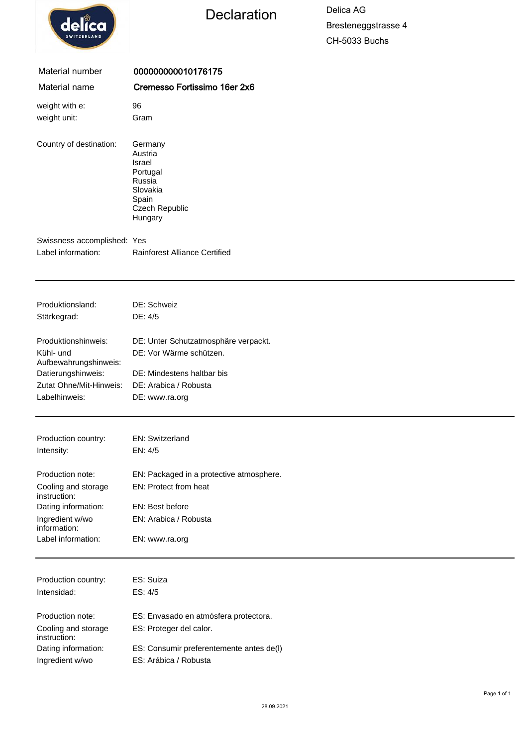# Declaration

Delica AG
Bresteneggstrasse 4
CH-5033 Buchs

| | |
|---|---|
| Material number | **000000000010176175** |
| Material name | **Cremesso Fortissimo 16er 2x6** |
| weight with e: | 96 |
| weight unit: | Gram |
| Country of destination: | Germany<br>Austria<br>Israel<br>Portugal<br>Russia<br>Slovakia<br>Spain<br>Czech Republic<br>Hungary |
| Swissness accomplished: | Yes |
| Label information: | Rainforest Alliance Certified |

---

| | |
|---|---|
| Produktionsland: | DE: Schweiz |
| Stärkegrad: | DE: 4/5 |
| Produktionshinweis: | DE: Unter Schutzatmosphäre verpackt. |
| Kühl- und Aufbewahrungshinweis: | DE: Vor Wärme schützen. |
| Datierungshinweis: | DE: Mindestens haltbar bis |
| Zutat Ohne/Mit-Hinweis: | DE: Arabica / Robusta |
| Labelhinweis: | DE: www.ra.org |

---

| | |
|---|---|
| Production country: | EN: Switzerland |
| Intensity: | EN: 4/5 |
| Production note: | EN: Packaged in a protective atmosphere. |
| Cooling and storage instruction: | EN: Protect from heat |
| Dating information: | EN: Best before |
| Ingredient w/wo information: | EN: Arabica / Robusta |
| Label information: | EN: www.ra.org |

---

| | |
|---|---|
| Production country: | ES: Suiza |
| Intensidad: | ES: 4/5 |
| Production note: | ES: Envasado en atmósfera protectora. |
| Cooling and storage instruction: | ES: Proteger del calor. |
| Dating information: | ES: Consumir preferentemente antes de(l) |
| Ingredient w/wo | ES: Arábica / Robusta |

28.09.2021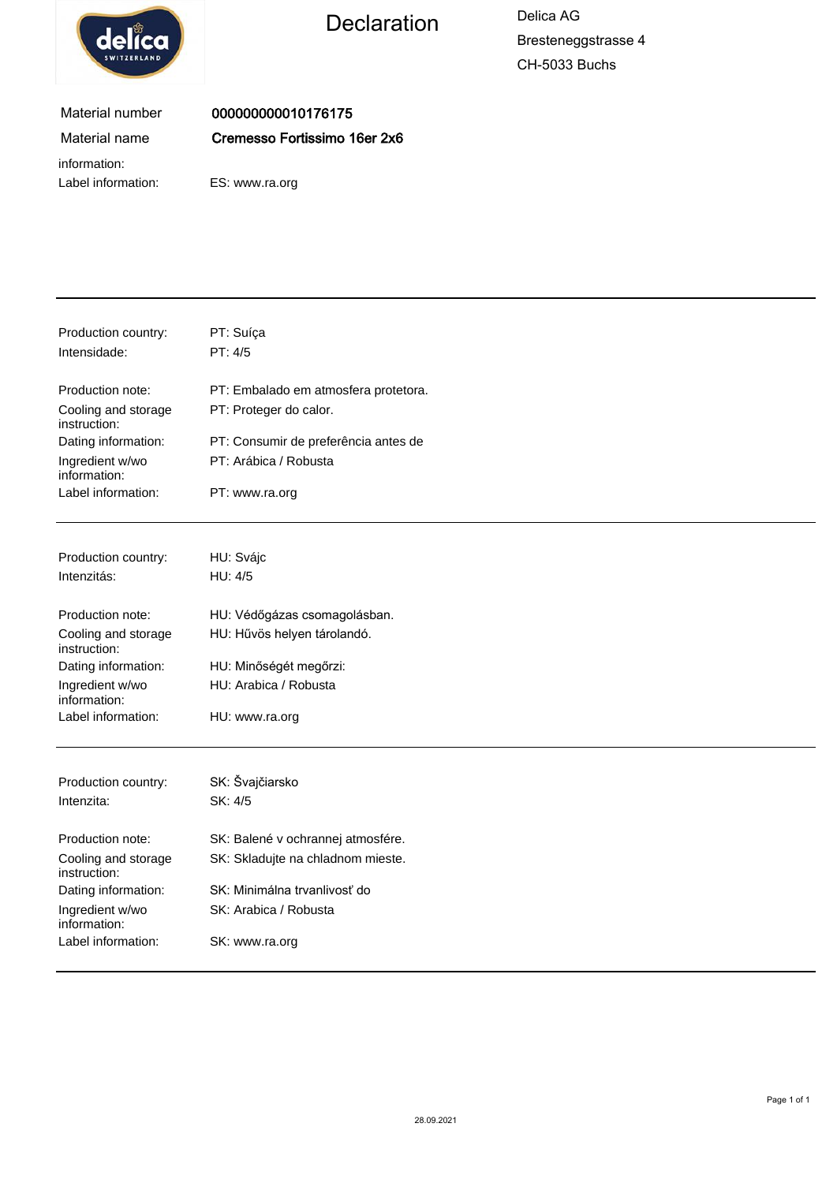# Declaration

Delica AG
Bresteneggstrasse 4
CH-5033 Buchs

| | |
|---|---|
| Material number | **000000000010176175** |
| Material name | **Cremesso Fortissimo 16er 2x6** |
| information: | |
| Label information: | ES: www.ra.org |

---

| | |
|---|---|
| Production country: | PT: Suíça |
| Intensidade: | PT: 4/5 |
| Production note: | PT: Embalado em atmosfera protetora. |
| Cooling and storage instruction: | PT: Proteger do calor. |
| Dating information: | PT: Consumir de preferência antes de |
| Ingredient w/wo information: | PT: Arábica / Robusta |
| Label information: | PT: www.ra.org |

---

| | |
|---|---|
| Production country: | HU: Svájc |
| Intenzitás: | HU: 4/5 |
| Production note: | HU: Védőgázas csomagolásban. |
| Cooling and storage instruction: | HU: Hűvös helyen tárolandó. |
| Dating information: | HU: Minőségét megőrzi: |
| Ingredient w/wo information: | HU: Arabica / Robusta |
| Label information: | HU: www.ra.org |

---

| | |
|---|---|
| Production country: | SK: Švajčiarsko |
| Intenzita: | SK: 4/5 |
| Production note: | SK: Balené v ochrannej atmosfére. |
| Cooling and storage instruction: | SK: Skladujte na chladnom mieste. |
| Dating information: | SK: Minimálna trvanlivosť do |
| Ingredient w/wo information: | SK: Arabica / Robusta |
| Label information: | SK: www.ra.org |

---

28.09.2021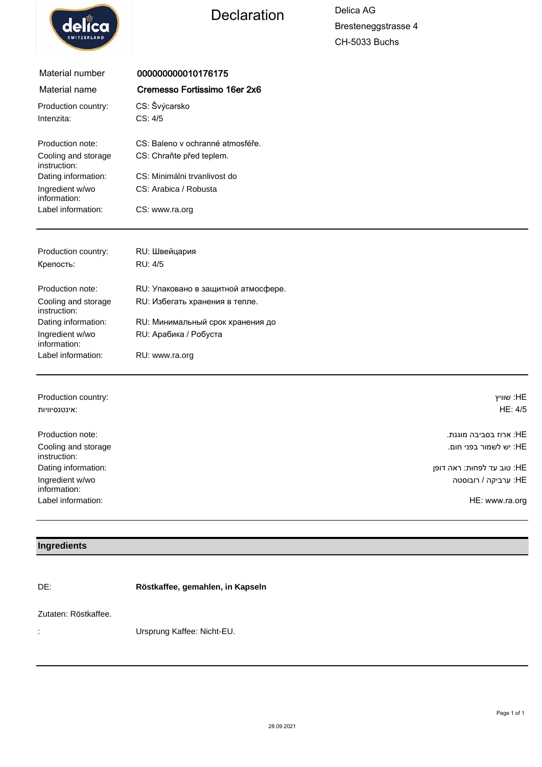# Declaration

Delica AG
Bresteneggstrasse 4
CH-5033 Buchs

| | |
|---|---|
| Material number | **000000000010176175** |
| Material name | **Cremesso Fortissimo 16er 2x6** |
| Production country: | CS: Švýcarsko |
| Intenzita: | CS: 4/5 |
| Production note: | CS: Baleno v ochranné atmosféře. |
| Cooling and storage instruction: | CS: Chraňte před teplem. |
| Dating information: | CS: Minimálni trvanlivost do |
| Ingredient w/wo information: | CS: Arabica / Robusta |
| Label information: | CS: www.ra.org |

---

| | |
|---|---|
| Production country: | RU: Швейцария |
| Крепость: | RU: 4/5 |
| Production note: | RU: Упаковано в защитной атмосфере. |
| Cooling and storage instruction: | RU: Избегать хранения в тепле. |
| Dating information: | RU: Минимальный срок хранения до |
| Ingredient w/wo information: | RU: Арабика / Робуста |
| Label information: | RU: www.ra.org |

---

| | |
|---|---|
| Production country: | HE: שוויץ |
| :אינטנסיוויות | HE: 4/5 |
| Production note: | HE: ארוז בסביבה מוגנת. |
| Cooling and storage instruction: | HE: יש לשמור בפני חום. |
| Dating information: | HE: טוב עד לפחות: ראה דופן |
| Ingredient w/wo information: | HE: ערביקה / רובוסטה |
| Label information: | HE: www.ra.org |

---

## Ingredients

DE: **Röstkaffee, gemahlen, in Kapseln**

Zutaten: Röstkaffee.

: Ursprung Kaffee: Nicht-EU.

28.09.2021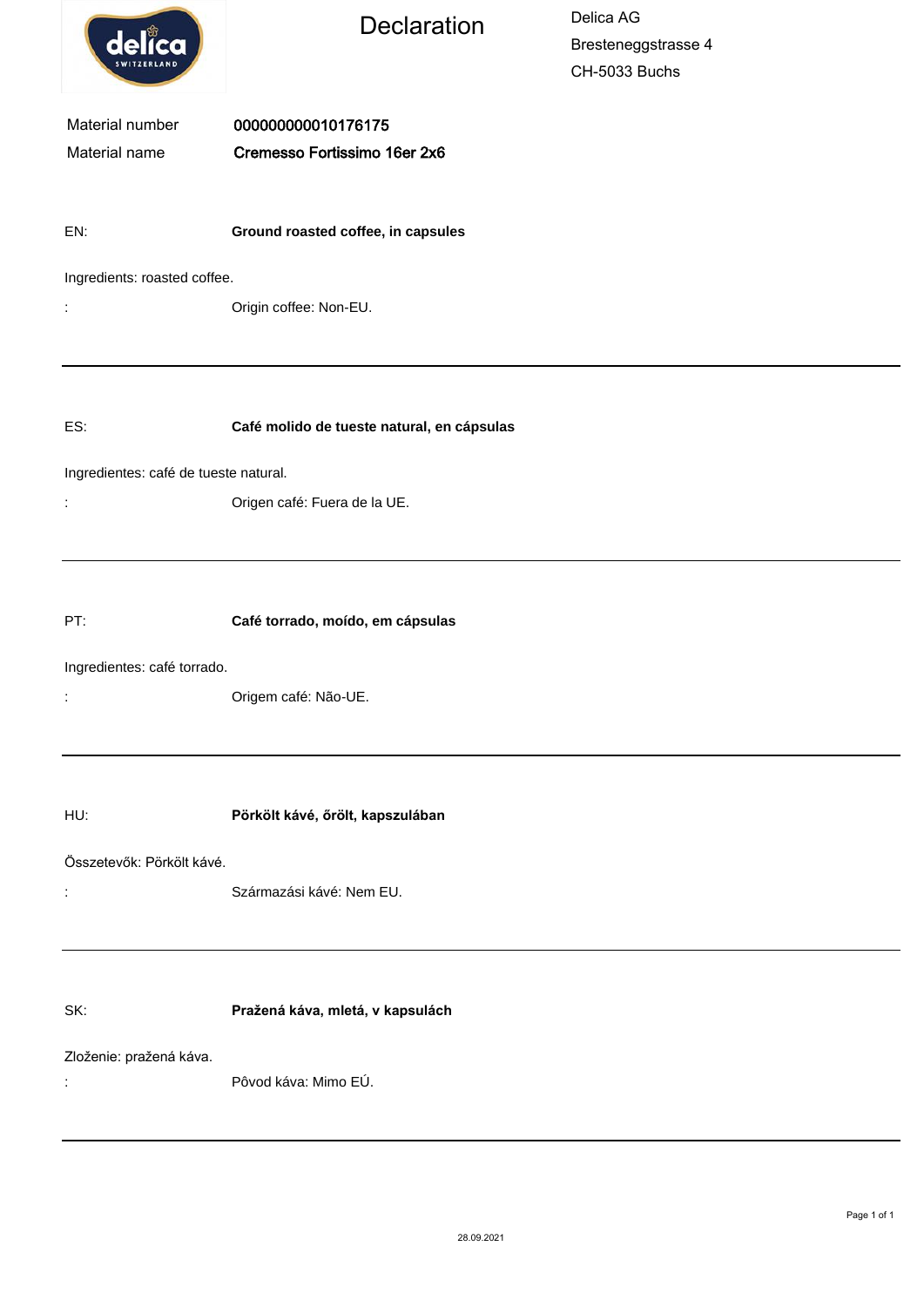# Declaration

Delica AG
Bresteneggstrasse 4
CH-5033 Buchs

| | |
|---|---|
| Material number | **000000000010176175** |
| Material name | **Cremesso Fortissimo 16er 2x6** |

EN: **Ground roasted coffee, in capsules**

Ingredients: roasted coffee.

: Origin coffee: Non-EU.

---

ES: **Café molido de tueste natural, en cápsulas**

Ingredientes: café de tueste natural.

: Origen café: Fuera de la UE.

---

PT: **Café torrado, moído, em cápsulas**

Ingredientes: café torrado.

: Origem café: Não-UE.

---

HU: **Pörkölt kávé, őrölt, kapszulában**

Összetevők: Pörkölt kávé.

: Származási kávé: Nem EU.

---

SK: **Pražená káva, mletá, v kapsulách**

Zloženie: pražená káva.

: Pôvod káva: Mimo EÚ.

---

28.09.2021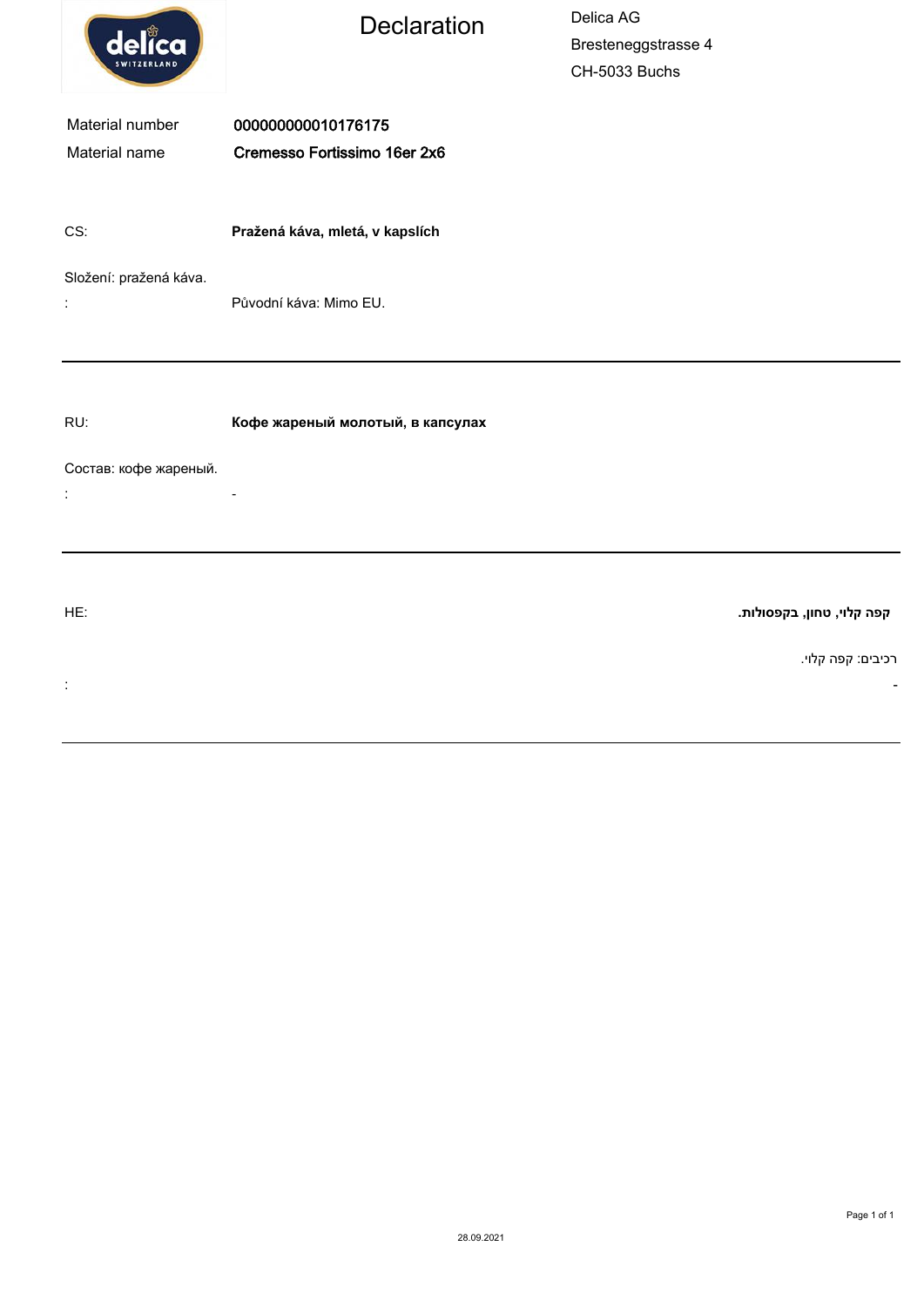# Declaration

Delica AG
Bresteneggstrasse 4
CH-5033 Buchs

| | |
|---|---|
| Material number | **000000000010176175** |
| Material name | **Cremesso Fortissimo 16er 2x6** |

CS: **Pražená káva, mletá, v kapslích**

Složení: pražená káva.

: Původní káva: Mimo EU.

---

RU: **Кофе жареный молотый, в капсулах**

Состав: кофе жареный.

: -

---

HE: **קפה קלוי, טחון, בקפסולות.**

רכיבים: קפה קלוי.

: -

---

28.09.2021